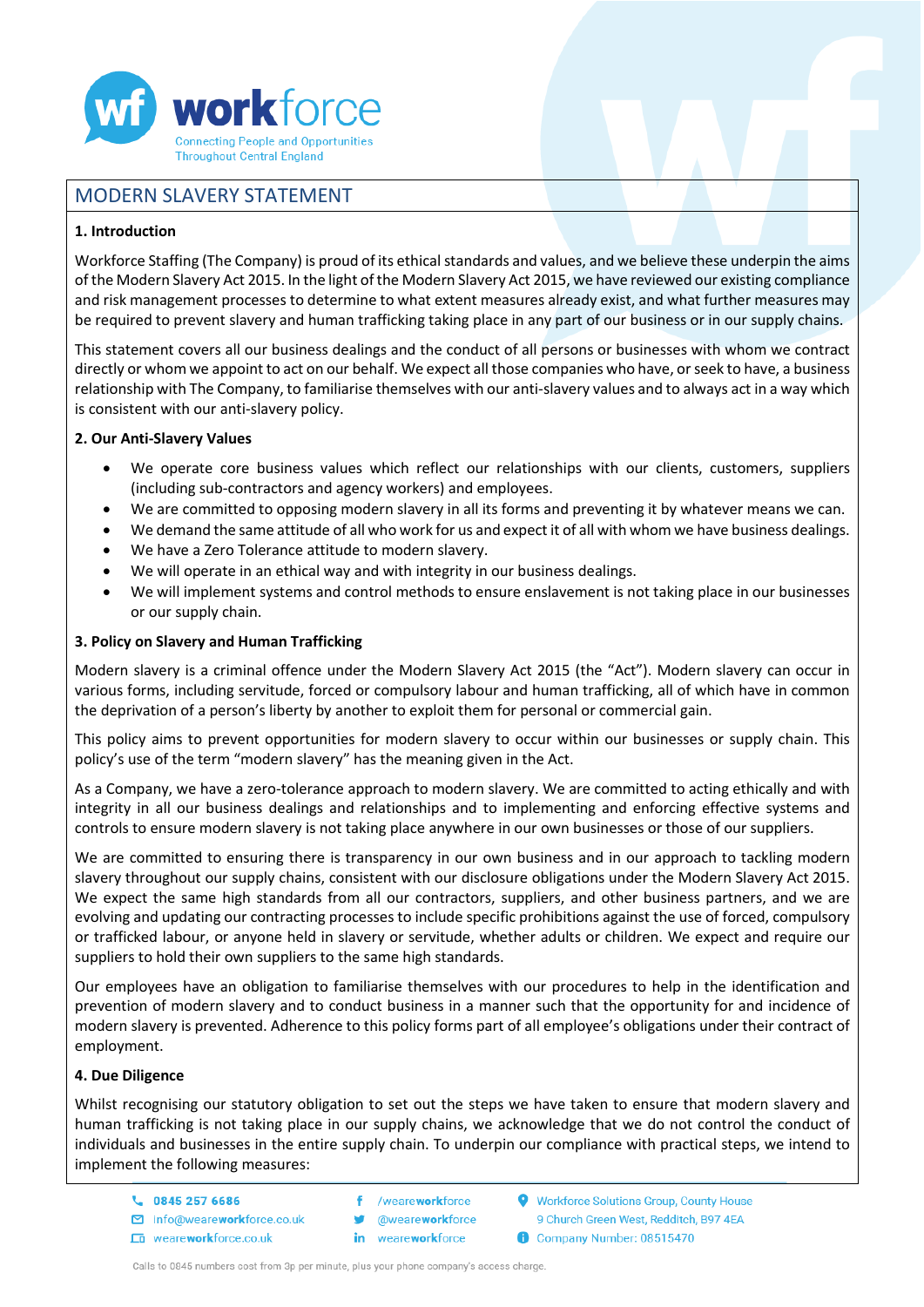# MODERN SLAVERY STATEMENT

## 1. Introduction

Workforce Staffing (The Company) is proud of its ethical standards and values, and we believe these underpin the aims of the Modern Slavery Act 2015. In the light of the Modern Slavery Act 2015, we have reviewed our existing compliance and risk management processes to determine to what extent measures already exist, and what further measures may be required to prevent slavery and human trafficking taking place in any part of our business or in our supply chains.

This statement covers all our business dealings and the conduct of all persons or businesses with whom we contract directly or whom we appoint to act on our behalf. We expect all those companies who have, or seek to have, a business relationship with The Company, to familiarise themselves with our anti-slavery values and to always act in a way which is consistent with our anti-slavery policy.

## 2. Our Anti-Slavery Values

- We operate core business values which reflect our relationships with our clients, customers, suppliers (including sub-contractors and agency workers) and employees.
- We are committed to opposing modern slavery in all its forms and preventing it by whatever means we can.
- We demand the same attitude of all who work for us and expect it of all with whom we have business dealings.
- We have a Zero Tolerance attitude to modern slavery.
- We will operate in an ethical way and with integrity in our business dealings.
- We will implement systems and control methods to ensure enslavement is not taking place in our businesses or our supply chain.

## 3. Policy on Slavery and Human Trafficking

Modern slavery is a criminal offence under the Modern Slavery Act 2015 (the "Act"). Modern slavery can occur in various forms, including servitude, forced or compulsory labour and human trafficking, all of which have in common the deprivation of a person's liberty by another to exploit them for personal or commercial gain.

This policy aims to prevent opportunities for modern slavery to occur within our businesses or supply chain. This policy's use of the term "modern slavery" has the meaning given in the Act.

As a Company, we have a zero-tolerance approach to modern slavery. We are committed to acting ethically and with integrity in all our business dealings and relationships and to implementing and enforcing effective systems and controls to ensure modern slavery is not taking place anywhere in our own businesses or those of our suppliers.

We are committed to ensuring there is transparency in our own business and in our approach to tackling modern slavery throughout our supply chains, consistent with our disclosure obligations under the Modern Slavery Act 2015. We expect the same high standards from all our contractors, suppliers, and other business partners, and we are evolving and updating our contracting processes to include specific prohibitions against the use of forced, compulsory or trafficked labour, or anyone held in slavery or servitude, whether adults or children. We expect and require our suppliers to hold their own suppliers to the same high standards.

Our employees have an obligation to familiarise themselves with our procedures to help in the identification and prevention of modern slavery and to conduct business in a manner such that the opportunity for and incidence of modern slavery is prevented. Adherence to this policy forms part of all employee's obligations under their contract of employment.

## 4. Due Diligence

Whilst recognising our statutory obligation to set out the steps we have taken to ensure that modern slavery and human trafficking is not taking place in our supply chains, we acknowledge that we do not control the conduct of individuals and businesses in the entire supply chain. To underpin our compliance with practical steps, we intend to implement the following measures: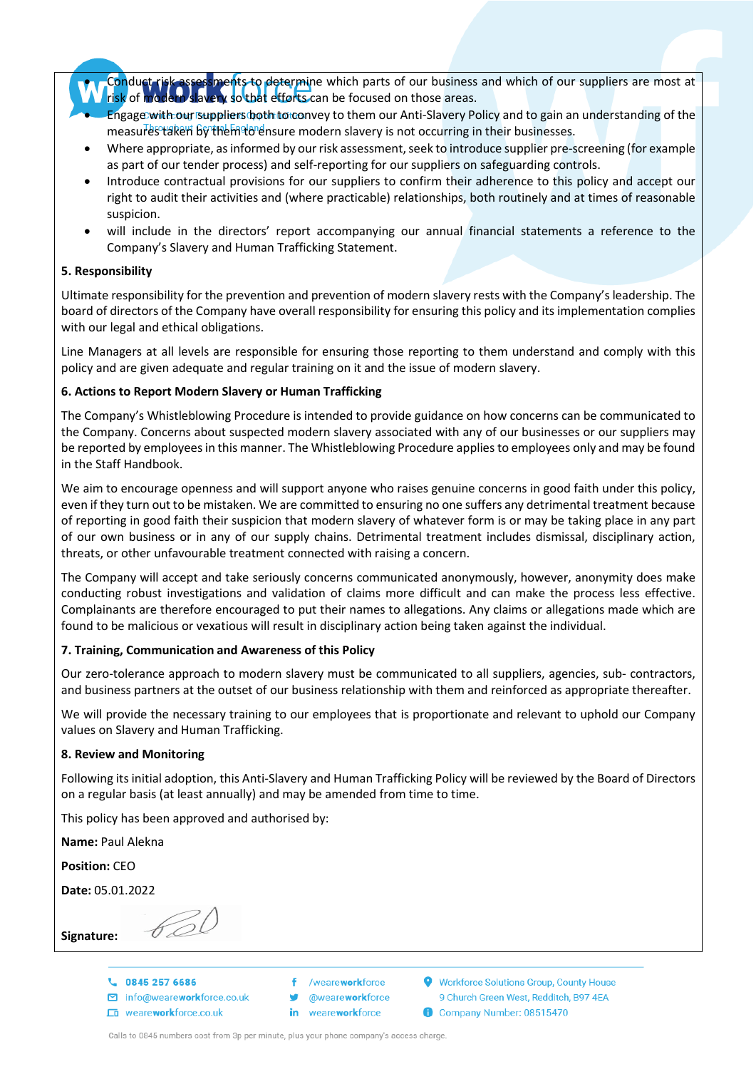- Conduct risk assessments to determine which parts of our business and which of our suppliers are most at risk of modern slavery so that efforts can be focused on those areas.
- Engage with our suppliers both to convey to them our Anti-Slavery Policy and to gain an understanding of the measures taken by them to ensure modern slavery is not occurring in their businesses.
- Where appropriate, as informed by our risk assessment, seek to introduce supplier pre-screening (for example as part of our tender process) and self-reporting for our suppliers on safeguarding controls.
- Introduce contractual provisions for our suppliers to confirm their adherence to this policy and accept our right to audit their activities and (where practicable) relationships, both routinely and at times of reasonable suspicion.
- will include in the directors' report accompanying our annual financial statements a reference to the Company's Slavery and Human Trafficking Statement.

**5. Responsibility**

Ultimate responsibility for the prevention and prevention of modern slavery rests with the Company's leadership. The board of directors of the Company have overall responsibility for ensuring this policy and its implementation complies with our legal and ethical obligations.

Line Managers at all levels are responsible for ensuring those reporting to them understand and comply with this policy and are given adequate and regular training on it and the issue of modern slavery.

**6. Actions to Report Modern Slavery or Human Trafficking**

The Company's Whistleblowing Procedure is intended to provide guidance on how concerns can be communicated to the Company. Concerns about suspected modern slavery associated with any of our businesses or our suppliers may be reported by employees in this manner. The Whistleblowing Procedure applies to employees only and may be found in the Staff Handbook.

We aim to encourage openness and will support anyone who raises genuine concerns in good faith under this policy, even if they turn out to be mistaken. We are committed to ensuring no one suffers any detrimental treatment because of reporting in good faith their suspicion that modern slavery of whatever form is or may be taking place in any part of our own business or in any of our supply chains. Detrimental treatment includes dismissal, disciplinary action, threats, or other unfavourable treatment connected with raising a concern.

The Company will accept and take seriously concerns communicated anonymously, however, anonymity does make conducting robust investigations and validation of claims more difficult and can make the process less effective. Complainants are therefore encouraged to put their names to allegations. Any claims or allegations made which are found to be malicious or vexatious will result in disciplinary action being taken against the individual.

**7. Training, Communication and Awareness of this Policy**

Our zero-tolerance approach to modern slavery must be communicated to all suppliers, agencies, sub- contractors, and business partners at the outset of our business relationship with them and reinforced as appropriate thereafter.

We will provide the necessary training to our employees that is proportionate and relevant to uphold our Company values on Slavery and Human Trafficking.

**8. Review and Monitoring**

Following its initial adoption, this Anti-Slavery and Human Trafficking Policy will be reviewed by the Board of Directors on a regular basis (at least annually) and may be amended from time to time.

This policy has been approved and authorised by:

**Name:** Paul Alekna

**Position:** CEO

**Date:** 05.01.2022

**Signature:**